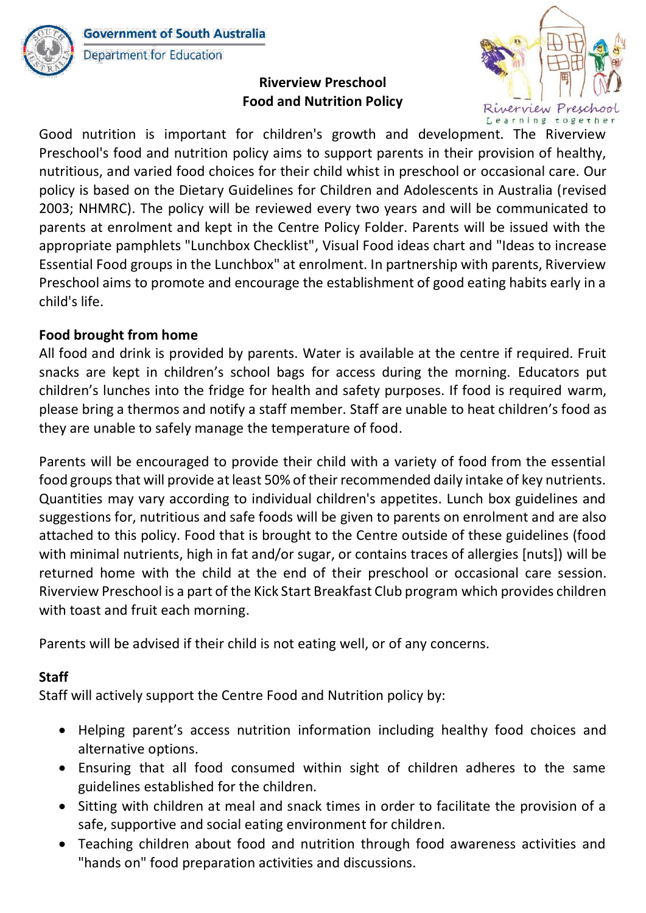Government of South Australia
Department for Education

# Riverview Preschool
# Food and Nutrition Policy

Riverview Preschool
Learning together

Good nutrition is important for children's growth and development. The Riverview Preschool's food and nutrition policy aims to support parents in their provision of healthy, nutritious, and varied food choices for their child whist in preschool or occasional care. Our policy is based on the Dietary Guidelines for Children and Adolescents in Australia (revised 2003; NHMRC). The policy will be reviewed every two years and will be communicated to parents at enrolment and kept in the Centre Policy Folder. Parents will be issued with the appropriate pamphlets "Lunchbox Checklist", Visual Food ideas chart and "Ideas to increase Essential Food groups in the Lunchbox" at enrolment. In partnership with parents, Riverview Preschool aims to promote and encourage the establishment of good eating habits early in a child's life.

## Food brought from home

All food and drink is provided by parents. Water is available at the centre if required. Fruit snacks are kept in children's school bags for access during the morning. Educators put children's lunches into the fridge for health and safety purposes. If food is required warm, please bring a thermos and notify a staff member. Staff are unable to heat children's food as they are unable to safely manage the temperature of food.

Parents will be encouraged to provide their child with a variety of food from the essential food groups that will provide at least 50% of their recommended daily intake of key nutrients. Quantities may vary according to individual children's appetites. Lunch box guidelines and suggestions for, nutritious and safe foods will be given to parents on enrolment and are also attached to this policy. Food that is brought to the Centre outside of these guidelines (food with minimal nutrients, high in fat and/or sugar, or contains traces of allergies [nuts]) will be returned home with the child at the end of their preschool or occasional care session. Riverview Preschool is a part of the Kick Start Breakfast Club program which provides children with toast and fruit each morning.

Parents will be advised if their child is not eating well, or of any concerns.

## Staff

Staff will actively support the Centre Food and Nutrition policy by:

- Helping parent's access nutrition information including healthy food choices and alternative options.
- Ensuring that all food consumed within sight of children adheres to the same guidelines established for the children.
- Sitting with children at meal and snack times in order to facilitate the provision of a safe, supportive and social eating environment for children.
- Teaching children about food and nutrition through food awareness activities and "hands on" food preparation activities and discussions.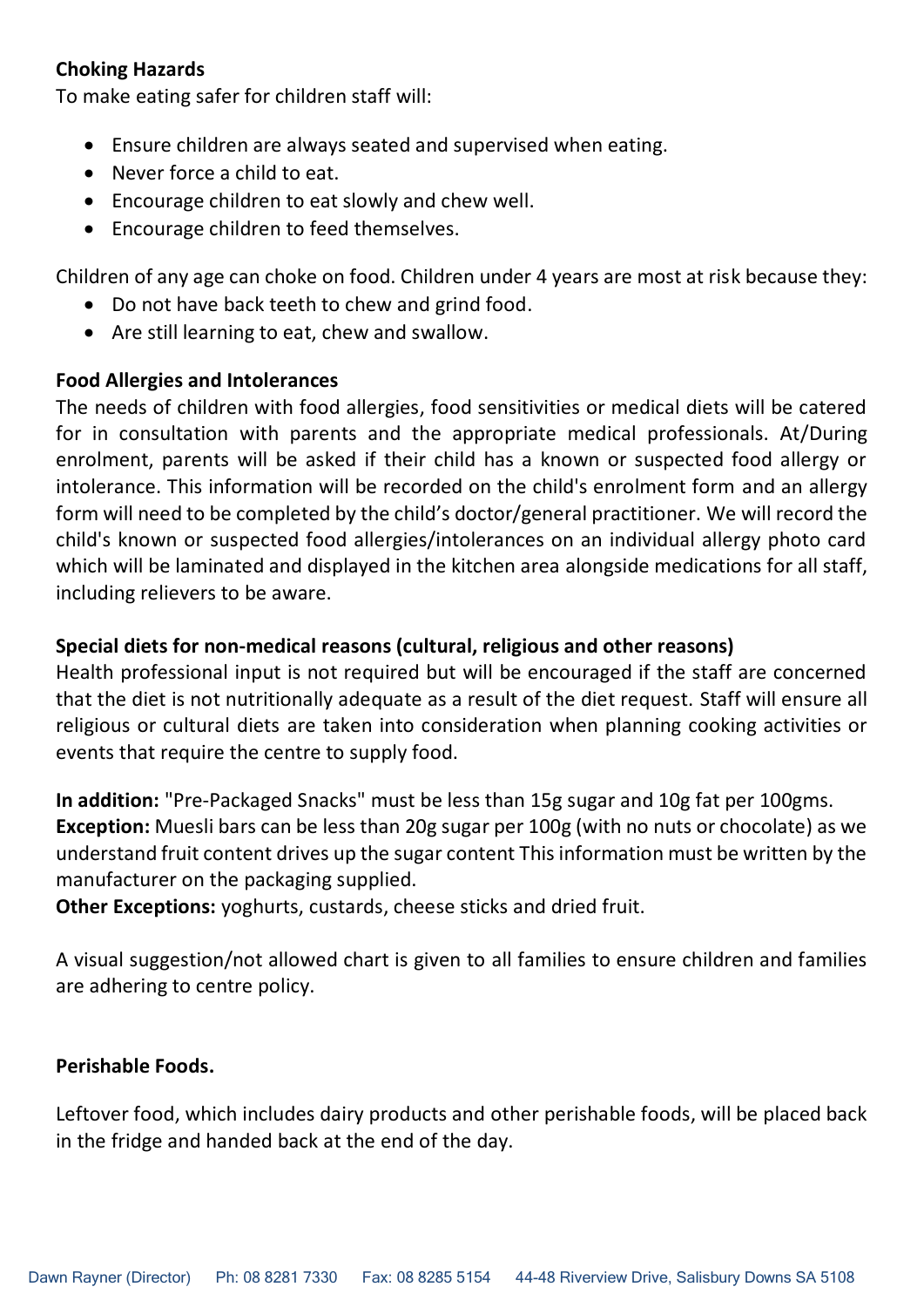**Choking Hazards**

To make eating safer for children staff will:

- Ensure children are always seated and supervised when eating.
- Never force a child to eat.
- Encourage children to eat slowly and chew well.
- Encourage children to feed themselves.

Children of any age can choke on food. Children under 4 years are most at risk because they:

- Do not have back teeth to chew and grind food.
- Are still learning to eat, chew and swallow.

**Food Allergies and Intolerances**

The needs of children with food allergies, food sensitivities or medical diets will be catered for in consultation with parents and the appropriate medical professionals. At/During enrolment, parents will be asked if their child has a known or suspected food allergy or intolerance. This information will be recorded on the child's enrolment form and an allergy form will need to be completed by the child's doctor/general practitioner. We will record the child's known or suspected food allergies/intolerances on an individual allergy photo card which will be laminated and displayed in the kitchen area alongside medications for all staff, including relievers to be aware.

**Special diets for non-medical reasons (cultural, religious and other reasons)**

Health professional input is not required but will be encouraged if the staff are concerned that the diet is not nutritionally adequate as a result of the diet request. Staff will ensure all religious or cultural diets are taken into consideration when planning cooking activities or events that require the centre to supply food.

**In addition:** "Pre-Packaged Snacks" must be less than 15g sugar and 10g fat per 100gms.
**Exception:** Muesli bars can be less than 20g sugar per 100g (with no nuts or chocolate) as we understand fruit content drives up the sugar content This information must be written by the manufacturer on the packaging supplied.
**Other Exceptions:** yoghurts, custards, cheese sticks and dried fruit.

A visual suggestion/not allowed chart is given to all families to ensure children and families are adhering to centre policy.

**Perishable Foods.**

Leftover food, which includes dairy products and other perishable foods, will be placed back in the fridge and handed back at the end of the day.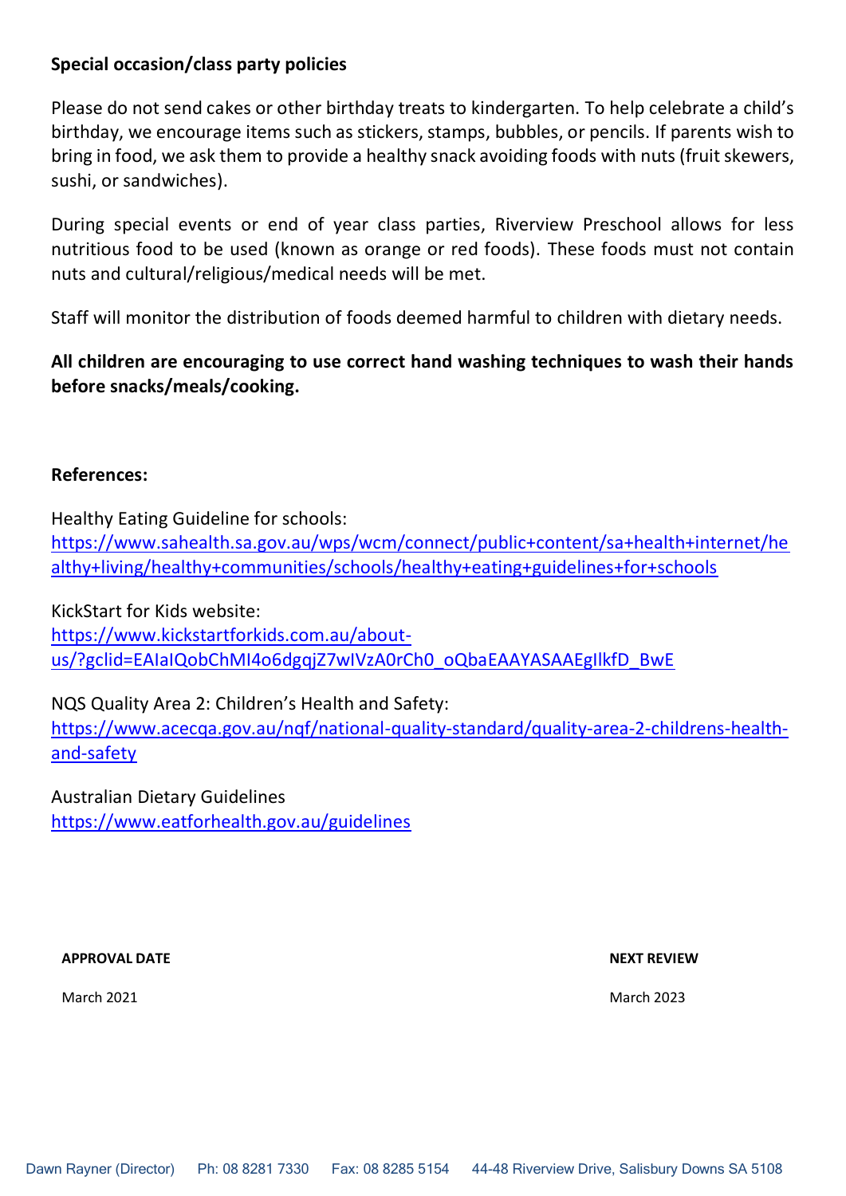**Special occasion/class party policies**

Please do not send cakes or other birthday treats to kindergarten. To help celebrate a child's birthday, we encourage items such as stickers, stamps, bubbles, or pencils. If parents wish to bring in food, we ask them to provide a healthy snack avoiding foods with nuts (fruit skewers, sushi, or sandwiches).

During special events or end of year class parties, Riverview Preschool allows for less nutritious food to be used (known as orange or red foods). These foods must not contain nuts and cultural/religious/medical needs will be met.

Staff will monitor the distribution of foods deemed harmful to children with dietary needs.

**All children are encouraging to use correct hand washing techniques to wash their hands before snacks/meals/cooking.**

**References:**

Healthy Eating Guideline for schools:
https://www.sahealth.sa.gov.au/wps/wcm/connect/public+content/sa+health+internet/healthy+living/healthy+communities/schools/healthy+eating+guidelines+for+schools

KickStart for Kids website:
https://www.kickstartforkids.com.au/about-us/?gclid=EAIaIQobChMI4o6dgqjZ7wIVzA0rCh0_oQbaEAAYASAAEgIlkfD_BwE

NQS Quality Area 2: Children's Health and Safety:
https://www.acecqa.gov.au/nqf/national-quality-standard/quality-area-2-childrens-health-and-safety

Australian Dietary Guidelines
https://www.eatforhealth.gov.au/guidelines

| APPROVAL DATE | NEXT REVIEW |
|---|---|
| March 2021 | March 2023 |

Dawn Rayner (Director) Ph: 08 8281 7330 Fax: 08 8285 5154 44-48 Riverview Drive, Salisbury Downs SA 5108